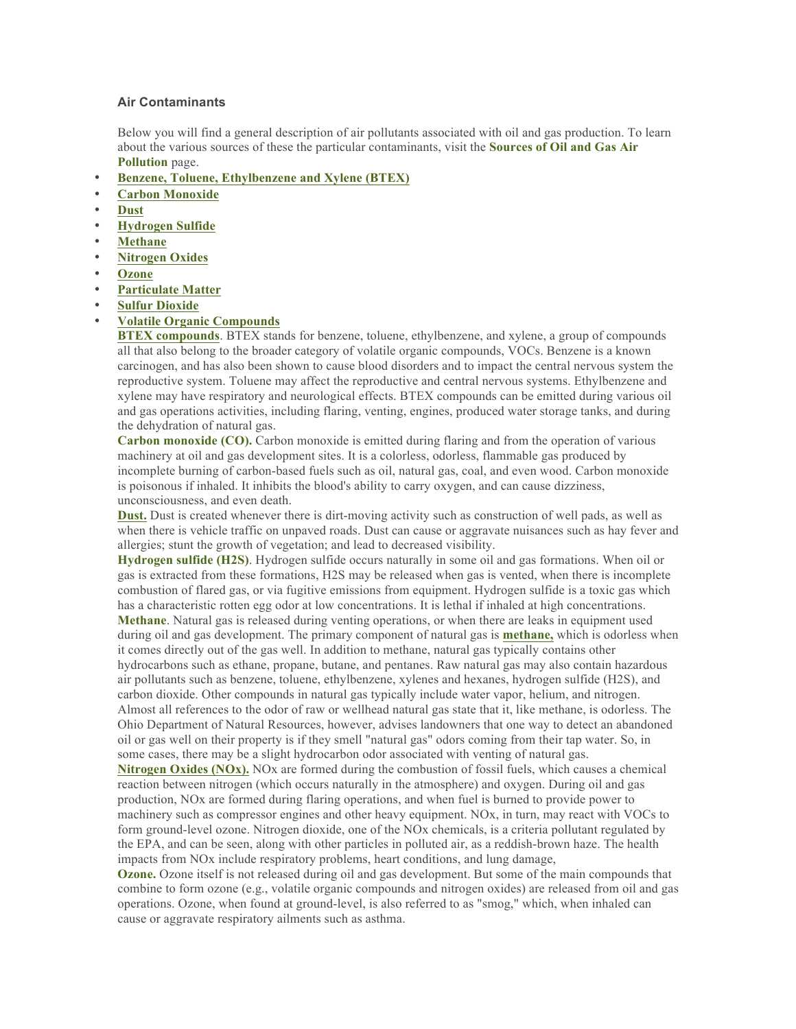### Air Contaminants

Below you will find a general description of air pollutants associated with oil and gas production. To learn about the various sources of these the particular contaminants, visit the **Sources of Oil and Gas Air Pollution** page.

- **Benzene, Toluene, Ethylbenzene and Xylene (BTEX)**
- **Carbon Monoxide**
- **Dust**
- **Hydrogen Sulfide**
- **Methane**
- **Nitrogen Oxides**
- **Ozone**
- **Particulate Matter**
- **Sulfur Dioxide**
- **Volatile Organic Compounds**

**BTEX compounds**. BTEX stands for benzene, toluene, ethylbenzene, and xylene, a group of compounds all that also belong to the broader category of volatile organic compounds, VOCs. Benzene is a known carcinogen, and has also been shown to cause blood disorders and to impact the central nervous system the reproductive system. Toluene may affect the reproductive and central nervous systems. Ethylbenzene and xylene may have respiratory and neurological effects. BTEX compounds can be emitted during various oil and gas operations activities, including flaring, venting, engines, produced water storage tanks, and during the dehydration of natural gas.

**Carbon monoxide (CO).** Carbon monoxide is emitted during flaring and from the operation of various machinery at oil and gas development sites. It is a colorless, odorless, flammable gas produced by incomplete burning of carbon-based fuels such as oil, natural gas, coal, and even wood. Carbon monoxide is poisonous if inhaled. It inhibits the blood's ability to carry oxygen, and can cause dizziness, unconsciousness, and even death.

**Dust.** Dust is created whenever there is dirt-moving activity such as construction of well pads, as well as when there is vehicle traffic on unpaved roads. Dust can cause or aggravate nuisances such as hay fever and allergies; stunt the growth of vegetation; and lead to decreased visibility.

**Hydrogen sulfide ($H_2S$)**. Hydrogen sulfide occurs naturally in some oil and gas formations. When oil or gas is extracted from these formations, $H_2S$ may be released when gas is vented, when there is incomplete combustion of flared gas, or via fugitive emissions from equipment. Hydrogen sulfide is a toxic gas which has a characteristic rotten egg odor at low concentrations. It is lethal if inhaled at high concentrations.

**Methane**. Natural gas is released during venting operations, or when there are leaks in equipment used during oil and gas development. The primary component of natural gas is **methane,** which is odorless when it comes directly out of the gas well. In addition to methane, natural gas typically contains other hydrocarbons such as ethane, propane, butane, and pentanes. Raw natural gas may also contain hazardous air pollutants such as benzene, toluene, ethylbenzene, xylenes and hexanes, hydrogen sulfide ($H_2S$), and carbon dioxide. Other compounds in natural gas typically include water vapor, helium, and nitrogen. Almost all references to the odor of raw or wellhead natural gas state that it, like methane, is odorless. The Ohio Department of Natural Resources, however, advises landowners that one way to detect an abandoned oil or gas well on their property is if they smell "natural gas" odors coming from their tap water. So, in some cases, there may be a slight hydrocarbon odor associated with venting of natural gas.

**Nitrogen Oxides ($NO_x$).** $NO_x$ are formed during the combustion of fossil fuels, which causes a chemical reaction between nitrogen (which occurs naturally in the atmosphere) and oxygen. During oil and gas production, $NO_x$ are formed during flaring operations, and when fuel is burned to provide power to machinery such as compressor engines and other heavy equipment. $NO_x$, in turn, may react with VOCs to form ground-level ozone. Nitrogen dioxide, one of the $NO_x$ chemicals, is a criteria pollutant regulated by the EPA, and can be seen, along with other particles in polluted air, as a reddish-brown haze. The health impacts from $NO_x$ include respiratory problems, heart conditions, and lung damage,

**Ozone.** Ozone itself is not released during oil and gas development. But some of the main compounds that combine to form ozone (e.g., volatile organic compounds and nitrogen oxides) are released from oil and gas operations. Ozone, when found at ground-level, is also referred to as "smog," which, when inhaled can cause or aggravate respiratory ailments such as asthma.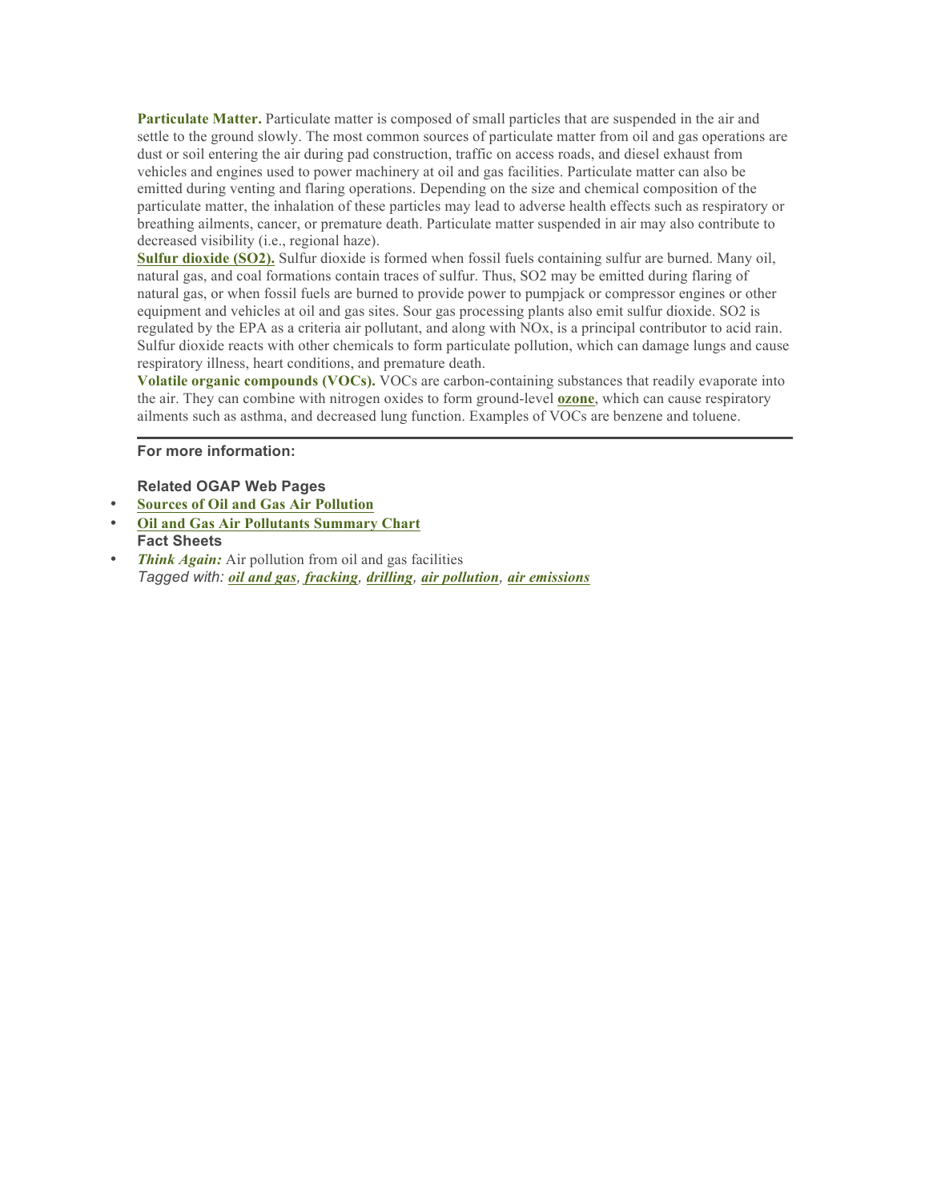**Particulate Matter.** Particulate matter is composed of small particles that are suspended in the air and settle to the ground slowly. The most common sources of particulate matter from oil and gas operations are dust or soil entering the air during pad construction, traffic on access roads, and diesel exhaust from vehicles and engines used to power machinery at oil and gas facilities. Particulate matter can also be emitted during venting and flaring operations. Depending on the size and chemical composition of the particulate matter, the inhalation of these particles may lead to adverse health effects such as respiratory or breathing ailments, cancer, or premature death. Particulate matter suspended in air may also contribute to decreased visibility (i.e., regional haze).

**Sulfur dioxide (SO2).** Sulfur dioxide is formed when fossil fuels containing sulfur are burned. Many oil, natural gas, and coal formations contain traces of sulfur. Thus, SO2 may be emitted during flaring of natural gas, or when fossil fuels are burned to provide power to pumpjack or compressor engines or other equipment and vehicles at oil and gas sites. Sour gas processing plants also emit sulfur dioxide. SO2 is regulated by the EPA as a criteria air pollutant, and along with NOx, is a principal contributor to acid rain. Sulfur dioxide reacts with other chemicals to form particulate pollution, which can damage lungs and cause respiratory illness, heart conditions, and premature death.

**Volatile organic compounds (VOCs).** VOCs are carbon-containing substances that readily evaporate into the air. They can combine with nitrogen oxides to form ground-level **ozone**, which can cause respiratory ailments such as asthma, and decreased lung function. Examples of VOCs are benzene and toluene.

---

**For more information:**

**Related OGAP Web Pages**

- **Sources of Oil and Gas Air Pollution**
- **Oil and Gas Air Pollutants Summary Chart**

**Fact Sheets**

- ***Think Again:*** Air pollution from oil and gas facilities
  *Tagged with:* ***oil and gas***, ***fracking***, ***drilling***, ***air pollution***, ***air emissions***